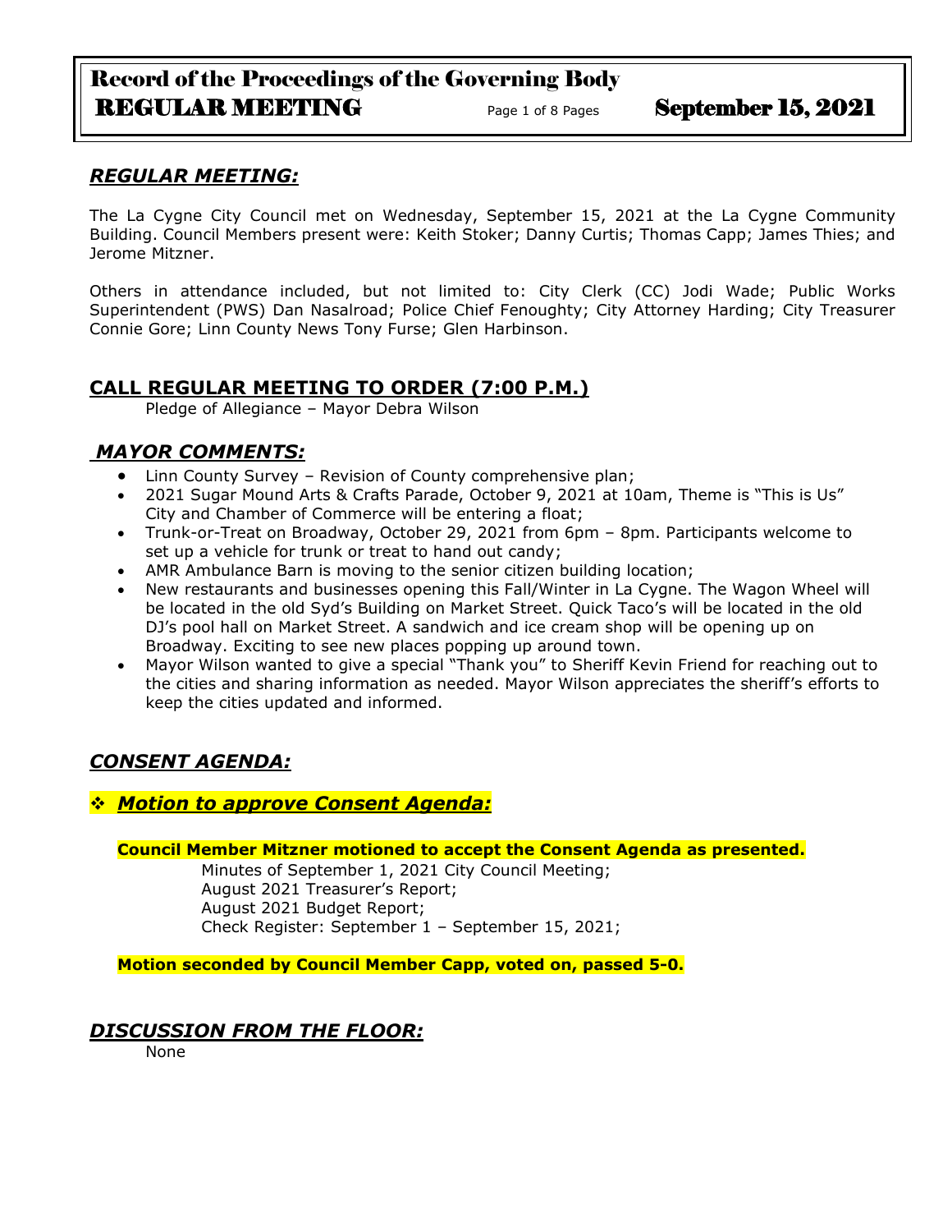## *REGULAR MEETING:*

The La Cygne City Council met on Wednesday, September 15, 2021 at the La Cygne Community Building. Council Members present were: Keith Stoker; Danny Curtis; Thomas Capp; James Thies; and Jerome Mitzner.

Others in attendance included, but not limited to: City Clerk (CC) Jodi Wade; Public Works Superintendent (PWS) Dan Nasalroad; Police Chief Fenoughty; City Attorney Harding; City Treasurer Connie Gore; Linn County News Tony Furse; Glen Harbinson.

## **CALL REGULAR MEETING TO ORDER (7:00 P.M.)**

Pledge of Allegiance – Mayor Debra Wilson

## *MAYOR COMMENTS:*

- Linn County Survey – Revision of County comprehensive plan;
- 2021 Sugar Mound Arts & Crafts Parade, October 9, 2021 at 10am, Theme is "This is Us" City and Chamber of Commerce will be entering a float;
- Trunk-or-Treat on Broadway, October 29, 2021 from 6pm – 8pm. Participants welcome to set up a vehicle for trunk or treat to hand out candy;
- AMR Ambulance Barn is moving to the senior citizen building location;
- New restaurants and businesses opening this Fall/Winter in La Cygne. The Wagon Wheel will be located in the old Syd's Building on Market Street. Quick Taco's will be located in the old DJ's pool hall on Market Street. A sandwich and ice cream shop will be opening up on Broadway. Exciting to see new places popping up around town.
- Mayor Wilson wanted to give a special "Thank you" to Sheriff Kevin Friend for reaching out to the cities and sharing information as needed. Mayor Wilson appreciates the sheriff's efforts to keep the cities updated and informed.

## *CONSENT AGENDA:*

### ❖ *Motion to approve Consent Agenda:*

**Council Member Mitzner motioned to accept the Consent Agenda as presented.**

Minutes of September 1, 2021 City Council Meeting;
August 2021 Treasurer's Report;
August 2021 Budget Report;
Check Register: September 1 – September 15, 2021;

**Motion seconded by Council Member Capp, voted on, passed 5-0.**

## *DISCUSSION FROM THE FLOOR:*

None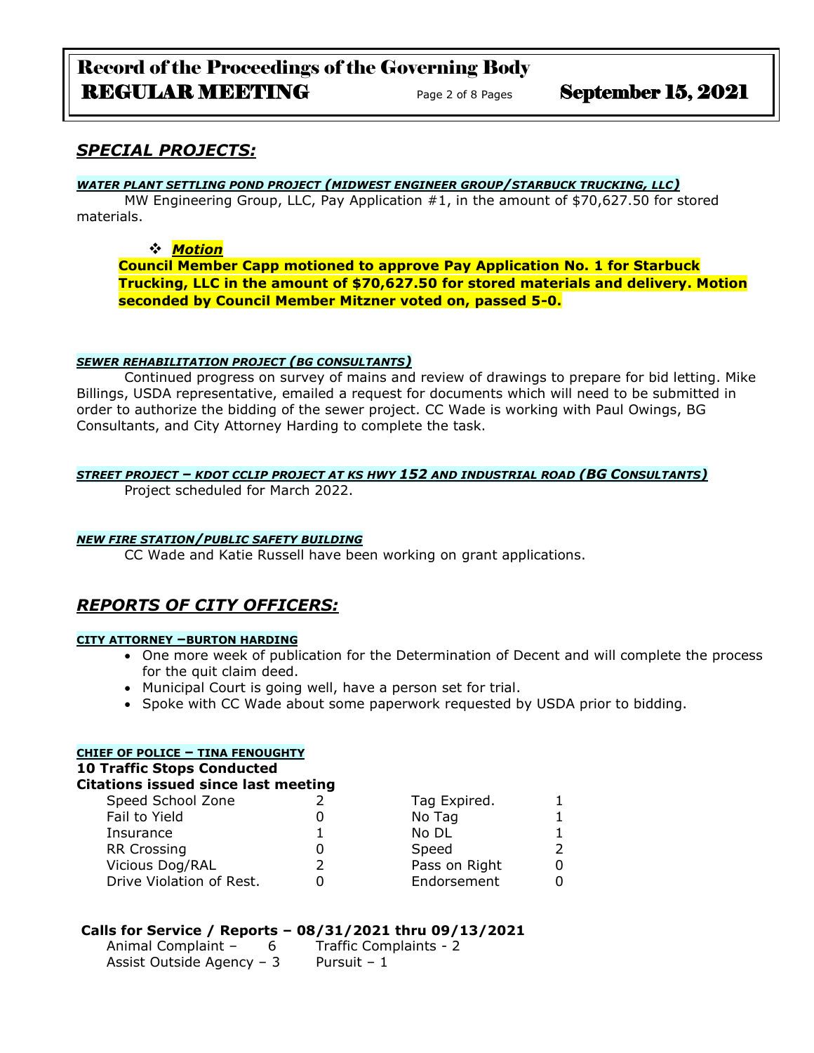## *SPECIAL PROJECTS:*

***WATER PLANT SETTLING POND PROJECT (MIDWEST ENGINEER GROUP/STARBUCK TRUCKING, LLC)***

MW Engineering Group, LLC, Pay Application #1, in the amount of $70,627.50 for stored materials.

- ***Motion***

**Council Member Capp motioned to approve Pay Application No. 1 for Starbuck Trucking, LLC in the amount of $70,627.50 for stored materials and delivery. Motion seconded by Council Member Mitzner voted on, passed 5-0.**

***SEWER REHABILITATION PROJECT (BG CONSULTANTS)***

Continued progress on survey of mains and review of drawings to prepare for bid letting. Mike Billings, USDA representative, emailed a request for documents which will need to be submitted in order to authorize the bidding of the sewer project. CC Wade is working with Paul Owings, BG Consultants, and City Attorney Harding to complete the task.

***STREET PROJECT – KDOT CCLIP PROJECT AT KS HWY 152 AND INDUSTRIAL ROAD (BG CONSULTANTS)***

Project scheduled for March 2022.

***NEW FIRE STATION/PUBLIC SAFETY BUILDING***

CC Wade and Katie Russell have been working on grant applications.

## *REPORTS OF CITY OFFICERS:*

**CITY ATTORNEY –BURTON HARDING**

- One more week of publication for the Determination of Decent and will complete the process for the quit claim deed.
- Municipal Court is going well, have a person set for trial.
- Spoke with CC Wade about some paperwork requested by USDA prior to bidding.

**CHIEF OF POLICE – TINA FENOUGHTY**

**10 Traffic Stops Conducted**

**Citations issued since last meeting**

| | | | |
|---|---|---|---|
| Speed School Zone | 2 | Tag Expired. | 1 |
| Fail to Yield | 0 | No Tag | 1 |
| Insurance | 1 | No DL | 1 |
| RR Crossing | 0 | Speed | 2 |
| Vicious Dog/RAL | 2 | Pass on Right | 0 |
| Drive Violation of Rest. | 0 | Endorsement | 0 |

**Calls for Service / Reports – 08/31/2021 thru 09/13/2021**

| | |
|---|---|
| Animal Complaint – 6 | Traffic Complaints - 2 |
| Assist Outside Agency – 3 | Pursuit – 1 |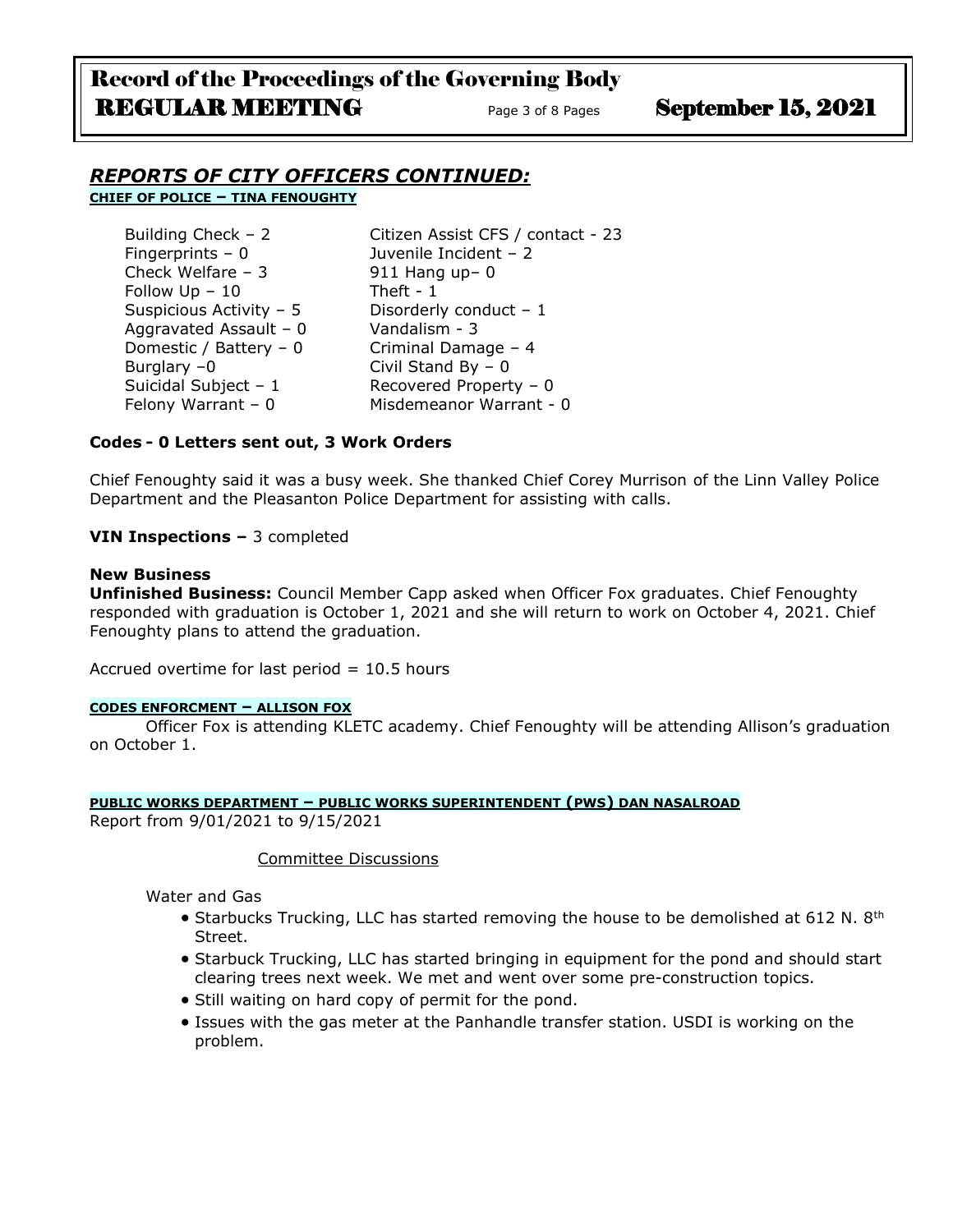## *REPORTS OF CITY OFFICERS CONTINUED:*

**CHIEF OF POLICE – TINA FENOUGHTY**

| | |
|---|---|
| Building Check – 2 | Citizen Assist CFS / contact - 23 |
| Fingerprints – 0 | Juvenile Incident – 2 |
| Check Welfare – 3 | 911 Hang up– 0 |
| Follow Up – 10 | Theft - 1 |
| Suspicious Activity – 5 | Disorderly conduct – 1 |
| Aggravated Assault – 0 | Vandalism - 3 |
| Domestic / Battery – 0 | Criminal Damage – 4 |
| Burglary –0 | Civil Stand By – 0 |
| Suicidal Subject – 1 | Recovered Property – 0 |
| Felony Warrant – 0 | Misdemeanor Warrant - 0 |

**Codes - 0 Letters sent out, 3 Work Orders**

Chief Fenoughty said it was a busy week. She thanked Chief Corey Murrison of the Linn Valley Police Department and the Pleasanton Police Department for assisting with calls.

**VIN Inspections –** 3 completed

**New Business**

**Unfinished Business:** Council Member Capp asked when Officer Fox graduates. Chief Fenoughty responded with graduation is October 1, 2021 and she will return to work on October 4, 2021. Chief Fenoughty plans to attend the graduation.

Accrued overtime for last period = 10.5 hours

**CODES ENFORCMENT – ALLISON FOX**

Officer Fox is attending KLETC academy. Chief Fenoughty will be attending Allison's graduation on October 1.

**PUBLIC WORKS DEPARTMENT – PUBLIC WORKS SUPERINTENDENT (PWS) DAN NASALROAD**

Report from 9/01/2021 to 9/15/2021

Committee Discussions

Water and Gas

- Starbucks Trucking, LLC has started removing the house to be demolished at 612 N. 8th Street.
- Starbuck Trucking, LLC has started bringing in equipment for the pond and should start clearing trees next week. We met and went over some pre-construction topics.
- Still waiting on hard copy of permit for the pond.
- Issues with the gas meter at the Panhandle transfer station. USDI is working on the problem.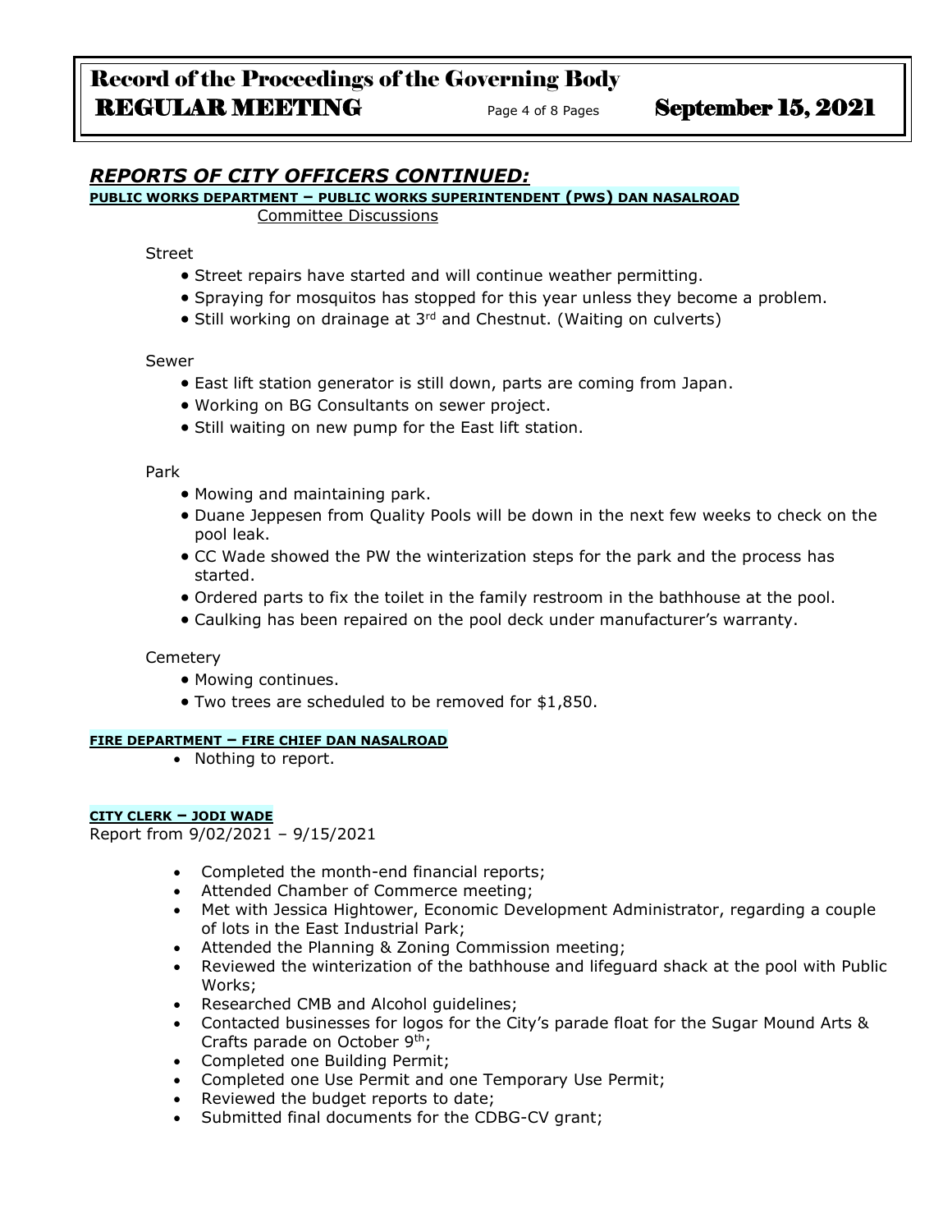## *REPORTS OF CITY OFFICERS CONTINUED:*

**PUBLIC WORKS DEPARTMENT – PUBLIC WORKS SUPERINTENDENT (PWS) DAN NASALROAD**

Committee Discussions

Street

- Street repairs have started and will continue weather permitting.
- Spraying for mosquitos has stopped for this year unless they become a problem.
- Still working on drainage at 3rd and Chestnut. (Waiting on culverts)

Sewer

- East lift station generator is still down, parts are coming from Japan.
- Working on BG Consultants on sewer project.
- Still waiting on new pump for the East lift station.

Park

- Mowing and maintaining park.
- Duane Jeppesen from Quality Pools will be down in the next few weeks to check on the pool leak.
- CC Wade showed the PW the winterization steps for the park and the process has started.
- Ordered parts to fix the toilet in the family restroom in the bathhouse at the pool.
- Caulking has been repaired on the pool deck under manufacturer's warranty.

Cemetery

- Mowing continues.
- Two trees are scheduled to be removed for $1,850.

**FIRE DEPARTMENT – FIRE CHIEF DAN NASALROAD**

- Nothing to report.

**CITY CLERK – JODI WADE**

Report from 9/02/2021 – 9/15/2021

- Completed the month-end financial reports;
- Attended Chamber of Commerce meeting;
- Met with Jessica Hightower, Economic Development Administrator, regarding a couple of lots in the East Industrial Park;
- Attended the Planning & Zoning Commission meeting;
- Reviewed the winterization of the bathhouse and lifeguard shack at the pool with Public Works;
- Researched CMB and Alcohol guidelines;
- Contacted businesses for logos for the City's parade float for the Sugar Mound Arts & Crafts parade on October 9th;
- Completed one Building Permit;
- Completed one Use Permit and one Temporary Use Permit;
- Reviewed the budget reports to date;
- Submitted final documents for the CDBG-CV grant;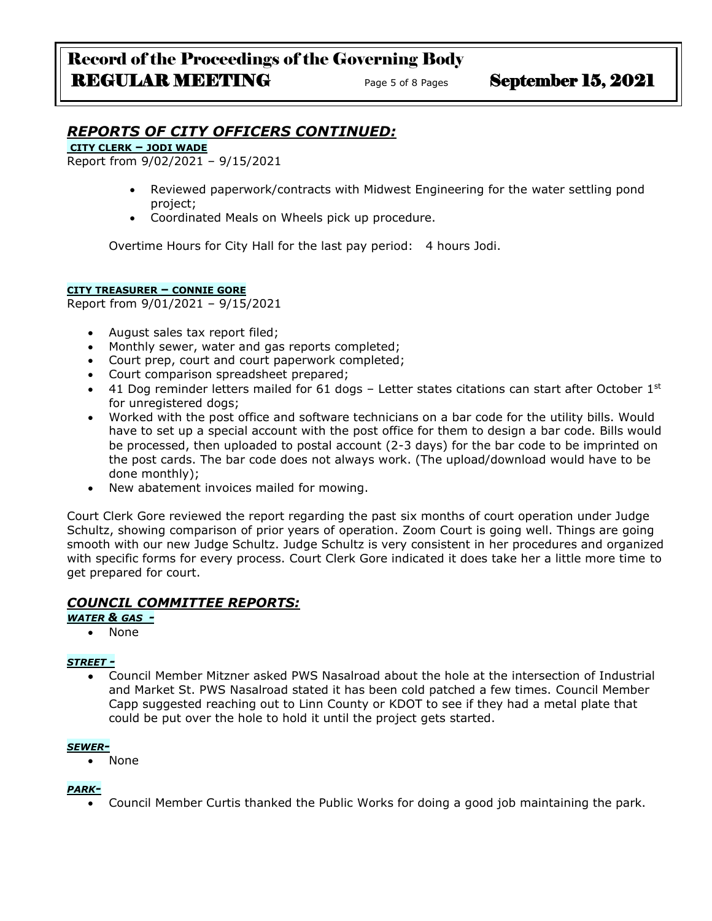## *REPORTS OF CITY OFFICERS CONTINUED:*

**CITY CLERK – JODI WADE**

Report from 9/02/2021 – 9/15/2021

- Reviewed paperwork/contracts with Midwest Engineering for the water settling pond project;
- Coordinated Meals on Wheels pick up procedure.

Overtime Hours for City Hall for the last pay period: 4 hours Jodi.

**CITY TREASURER – CONNIE GORE**

Report from 9/01/2021 – 9/15/2021

- August sales tax report filed;
- Monthly sewer, water and gas reports completed;
- Court prep, court and court paperwork completed;
- Court comparison spreadsheet prepared;
- 41 Dog reminder letters mailed for 61 dogs – Letter states citations can start after October 1st for unregistered dogs;
- Worked with the post office and software technicians on a bar code for the utility bills. Would have to set up a special account with the post office for them to design a bar code. Bills would be processed, then uploaded to postal account (2-3 days) for the bar code to be imprinted on the post cards. The bar code does not always work. (The upload/download would have to be done monthly);
- New abatement invoices mailed for mowing.

Court Clerk Gore reviewed the report regarding the past six months of court operation under Judge Schultz, showing comparison of prior years of operation. Zoom Court is going well. Things are going smooth with our new Judge Schultz. Judge Schultz is very consistent in her procedures and organized with specific forms for every process. Court Clerk Gore indicated it does take her a little more time to get prepared for court.

## *COUNCIL COMMITTEE REPORTS:*

***WATER & GAS -***

- None

***STREET -***

- Council Member Mitzner asked PWS Nasalroad about the hole at the intersection of Industrial and Market St. PWS Nasalroad stated it has been cold patched a few times. Council Member Capp suggested reaching out to Linn County or KDOT to see if they had a metal plate that could be put over the hole to hold it until the project gets started.

***SEWER-***

- None

***PARK-***

- Council Member Curtis thanked the Public Works for doing a good job maintaining the park.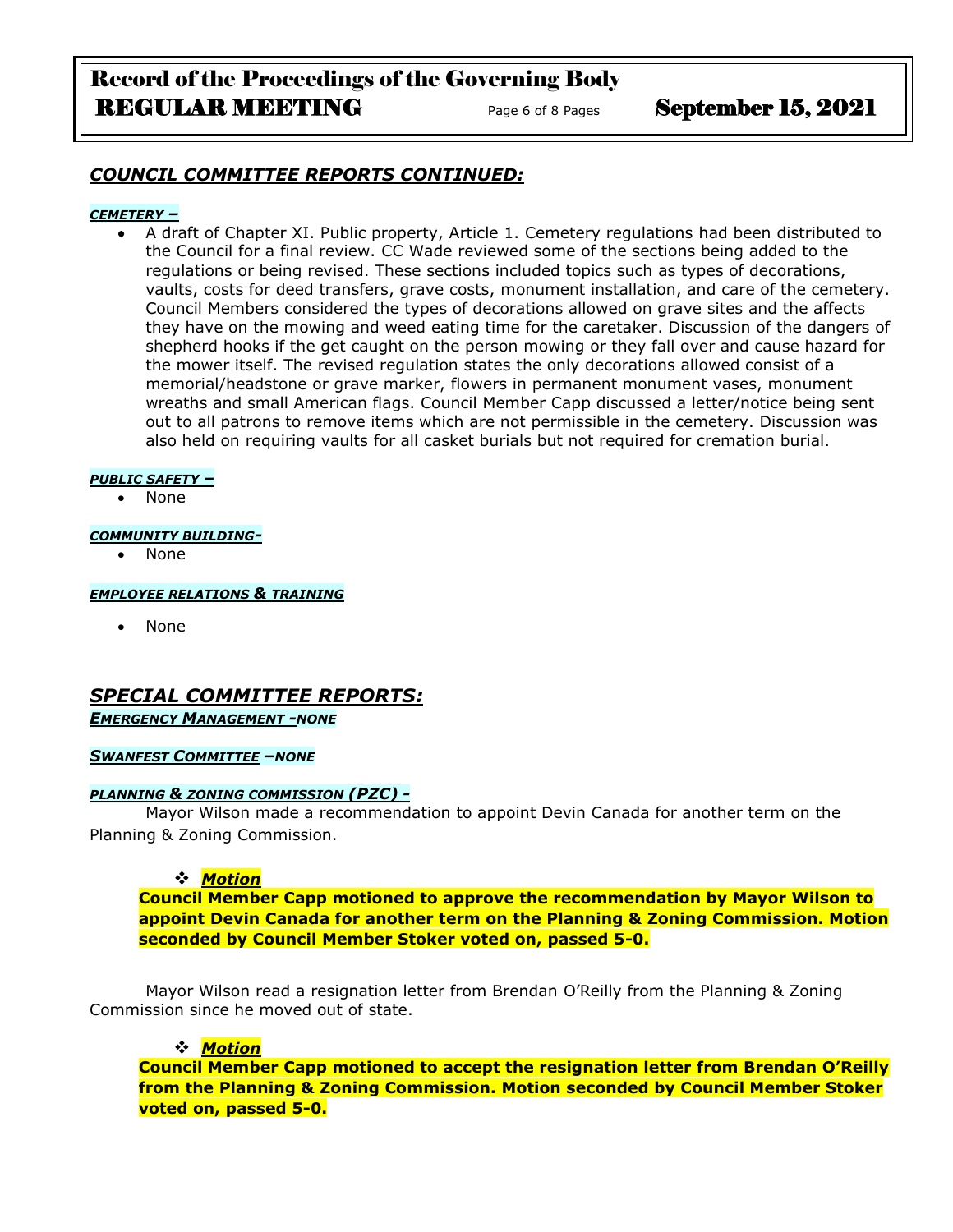## *COUNCIL COMMITTEE REPORTS CONTINUED:*

***CEMETERY –***

- A draft of Chapter XI. Public property, Article 1. Cemetery regulations had been distributed to the Council for a final review. CC Wade reviewed some of the sections being added to the regulations or being revised. These sections included topics such as types of decorations, vaults, costs for deed transfers, grave costs, monument installation, and care of the cemetery. Council Members considered the types of decorations allowed on grave sites and the affects they have on the mowing and weed eating time for the caretaker. Discussion of the dangers of shepherd hooks if the get caught on the person mowing or they fall over and cause hazard for the mower itself. The revised regulation states the only decorations allowed consist of a memorial/headstone or grave marker, flowers in permanent monument vases, monument wreaths and small American flags. Council Member Capp discussed a letter/notice being sent out to all patrons to remove items which are not permissible in the cemetery. Discussion was also held on requiring vaults for all casket burials but not required for cremation burial.

***PUBLIC SAFETY –***

- None

***COMMUNITY BUILDING-***

- None

***EMPLOYEE RELATIONS & TRAINING***

- None

## *SPECIAL COMMITTEE REPORTS:*

***EMERGENCY MANAGEMENT -NONE***

***SWANFEST COMMITTEE –NONE***

***PLANNING & ZONING COMMISSION (PZC) -***

Mayor Wilson made a recommendation to appoint Devin Canada for another term on the Planning & Zoning Commission.

❖ ***Motion***

**Council Member Capp motioned to approve the recommendation by Mayor Wilson to appoint Devin Canada for another term on the Planning & Zoning Commission. Motion seconded by Council Member Stoker voted on, passed 5-0.**

Mayor Wilson read a resignation letter from Brendan O'Reilly from the Planning & Zoning Commission since he moved out of state.

❖ ***Motion***

**Council Member Capp motioned to accept the resignation letter from Brendan O'Reilly from the Planning & Zoning Commission. Motion seconded by Council Member Stoker voted on, passed 5-0.**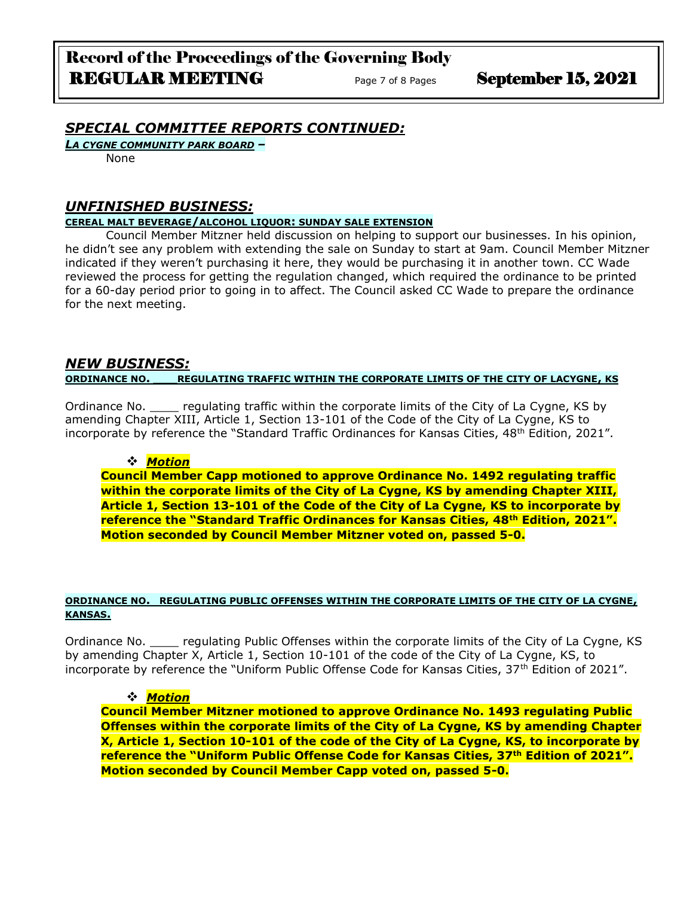## *SPECIAL COMMITTEE REPORTS CONTINUED:*

***LA CYGNE COMMUNITY PARK BOARD –***

None

## *UNFINISHED BUSINESS:*

**CEREAL MALT BEVERAGE/ALCOHOL LIQUOR: SUNDAY SALE EXTENSION**

Council Member Mitzner held discussion on helping to support our businesses. In his opinion, he didn't see any problem with extending the sale on Sunday to start at 9am. Council Member Mitzner indicated if they weren't purchasing it here, they would be purchasing it in another town. CC Wade reviewed the process for getting the regulation changed, which required the ordinance to be printed for a 60-day period prior to going in to affect. The Council asked CC Wade to prepare the ordinance for the next meeting.

## *NEW BUSINESS:*

**ORDINANCE NO. \_\_\_\_ REGULATING TRAFFIC WITHIN THE CORPORATE LIMITS OF THE CITY OF LACYGNE, KS**

Ordinance No. \_\_\_\_ regulating traffic within the corporate limits of the City of La Cygne, KS by amending Chapter XIII, Article 1, Section 13-101 of the Code of the City of La Cygne, KS to incorporate by reference the "Standard Traffic Ordinances for Kansas Cities, 48th Edition, 2021".

- ***Motion***

**Council Member Capp motioned to approve Ordinance No. 1492 regulating traffic within the corporate limits of the City of La Cygne, KS by amending Chapter XIII, Article 1, Section 13-101 of the Code of the City of La Cygne, KS to incorporate by reference the "Standard Traffic Ordinances for Kansas Cities, 48th Edition, 2021". Motion seconded by Council Member Mitzner voted on, passed 5-0.**

**ORDINANCE NO. REGULATING PUBLIC OFFENSES WITHIN THE CORPORATE LIMITS OF THE CITY OF LA CYGNE, KANSAS.**

Ordinance No. \_\_\_\_ regulating Public Offenses within the corporate limits of the City of La Cygne, KS by amending Chapter X, Article 1, Section 10-101 of the code of the City of La Cygne, KS, to incorporate by reference the "Uniform Public Offense Code for Kansas Cities, 37th Edition of 2021".

- ***Motion***

**Council Member Mitzner motioned to approve Ordinance No. 1493 regulating Public Offenses within the corporate limits of the City of La Cygne, KS by amending Chapter X, Article 1, Section 10-101 of the code of the City of La Cygne, KS, to incorporate by reference the "Uniform Public Offense Code for Kansas Cities, 37th Edition of 2021". Motion seconded by Council Member Capp voted on, passed 5-0.**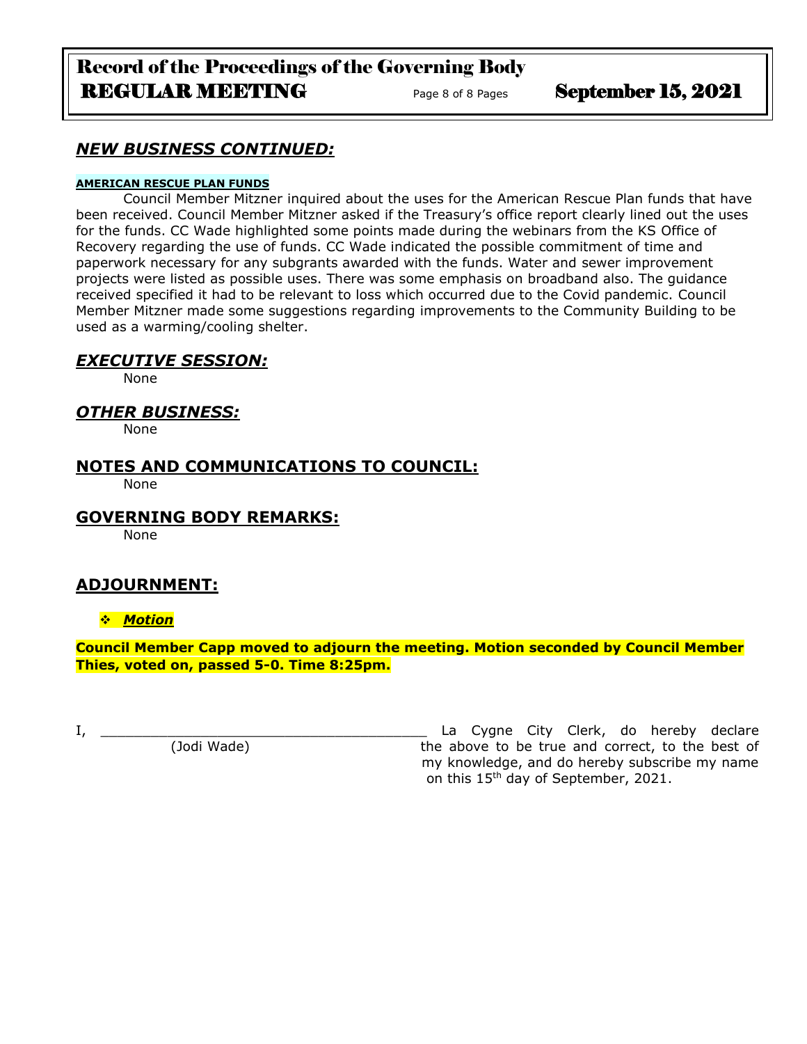## *NEW BUSINESS CONTINUED:*

**AMERICAN RESCUE PLAN FUNDS**

Council Member Mitzner inquired about the uses for the American Rescue Plan funds that have been received. Council Member Mitzner asked if the Treasury's office report clearly lined out the uses for the funds. CC Wade highlighted some points made during the webinars from the KS Office of Recovery regarding the use of funds. CC Wade indicated the possible commitment of time and paperwork necessary for any subgrants awarded with the funds. Water and sewer improvement projects were listed as possible uses. There was some emphasis on broadband also. The guidance received specified it had to be relevant to loss which occurred due to the Covid pandemic. Council Member Mitzner made some suggestions regarding improvements to the Community Building to be used as a warming/cooling shelter.

## *EXECUTIVE SESSION:*

None

## *OTHER BUSINESS:*

None

## NOTES AND COMMUNICATIONS TO COUNCIL:

None

## GOVERNING BODY REMARKS:

None

## ADJOURNMENT:

- ***Motion***

**Council Member Capp moved to adjourn the meeting. Motion seconded by Council Member Thies, voted on, passed 5-0. Time 8:25pm.**

I, ________________________________________ La Cygne City Clerk, do hereby declare the above to be true and correct, to the best of my knowledge, and do hereby subscribe my name on this 15th day of September, 2021.

(Jodi Wade)